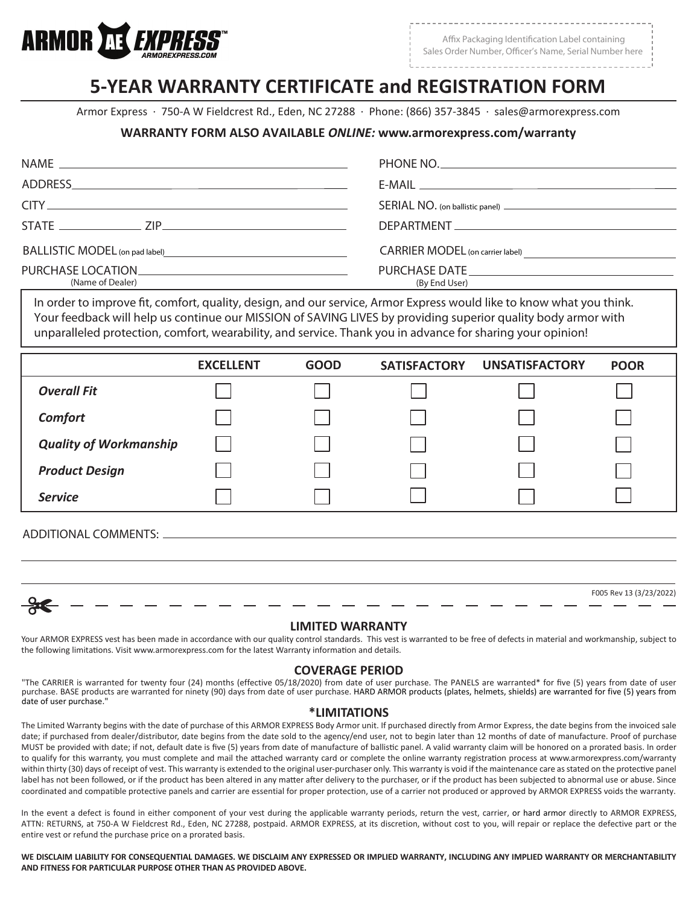ARMOR AE EXPRESS™
ARMOREXPRESS.COM

Affix Packaging Identification Label containing Sales Order Number, Officer's Name, Serial Number here

# 5-YEAR WARRANTY CERTIFICATE and REGISTRATION FORM

Armor Express · 750-A W Fieldcrest Rd., Eden, NC 27288 · Phone: (866) 357-3845 · sales@armorexpress.com

**WARRANTY FORM ALSO AVAILABLE *ONLINE:* www.armorexpress.com/warranty**

NAME ______________________ PHONE NO. ______________________

ADDRESS ______________________ E-MAIL ______________________

CITY ______________________ SERIAL NO. (on ballistic panel) ______________________

STATE __________ ZIP __________ DEPARTMENT ______________________

BALLISTIC MODEL (on pad label) ______________________ CARRIER MODEL (on carrier label) ______________________

PURCHASE LOCATION (Name of Dealer) ______________________ PURCHASE DATE (By End User) ______________________

In order to improve fit, comfort, quality, design, and our service, Armor Express would like to know what you think. Your feedback will help us continue our MISSION of SAVING LIVES by providing superior quality body armor with unparalleled protection, comfort, wearability, and service. Thank you in advance for sharing your opinion!

| | EXCELLENT | GOOD | SATISFACTORY | UNSATISFACTORY | POOR |
|---|---|---|---|---|---|
| ***Overall Fit*** | ☐ | ☐ | ☐ | ☐ | ☐ |
| ***Comfort*** | ☐ | ☐ | ☐ | ☐ | ☐ |
| ***Quality of Workmanship*** | ☐ | ☐ | ☐ | ☐ | ☐ |
| ***Product Design*** | ☐ | ☐ | ☐ | ☐ | ☐ |
| ***Service*** | ☐ | ☐ | ☐ | ☐ | ☐ |

ADDITIONAL COMMENTS: ______________________

F005 Rev 13 (3/23/2022)

## LIMITED WARRANTY

Your ARMOR EXPRESS vest has been made in accordance with our quality control standards. This vest is warranted to be free of defects in material and workmanship, subject to the following limitations. Visit www.armorexpress.com for the latest Warranty information and details.

## COVERAGE PERIOD

"The CARRIER is warranted for twenty four (24) months (effective 05/18/2020) from date of user purchase. The PANELS are warranted* for five (5) years from date of user purchase. BASE products are warranted for ninety (90) days from date of user purchase. HARD ARMOR products (plates, helmets, shields) are warranted for five (5) years from date of user purchase."

## *LIMITATIONS

The Limited Warranty begins with the date of purchase of this ARMOR EXPRESS Body Armor unit. If purchased directly from Armor Express, the date begins from the invoiced sale date; if purchased from dealer/distributor, date begins from the date sold to the agency/end user, not to begin later than 12 months of date of manufacture. Proof of purchase MUST be provided with date; if not, default date is five (5) years from date of manufacture of ballistic panel. A valid warranty claim will be honored on a prorated basis. In order to qualify for this warranty, you must complete and mail the attached warranty card or complete the online warranty registration process at www.armorexpress.com/warranty within thirty (30) days of receipt of vest. This warranty is extended to the original user-purchaser only. This warranty is void if the maintenance care as stated on the protective panel label has not been followed, or if the product has been altered in any matter after delivery to the purchaser, or if the product has been subjected to abnormal use or abuse. Since coordinated and compatible protective panels and carrier are essential for proper protection, use of a carrier not produced or approved by ARMOR EXPRESS voids the warranty.

In the event a defect is found in either component of your vest during the applicable warranty periods, return the vest, carrier, or hard armor directly to ARMOR EXPRESS, ATTN: RETURNS, at 750-A W Fieldcrest Rd., Eden, NC 27288, postpaid. ARMOR EXPRESS, at its discretion, without cost to you, will repair or replace the defective part or the entire vest or refund the purchase price on a prorated basis.

**WE DISCLAIM LIABILITY FOR CONSEQUENTIAL DAMAGES. WE DISCLAIM ANY EXPRESSED OR IMPLIED WARRANTY, INCLUDING ANY IMPLIED WARRANTY OR MERCHANTABILITY AND FITNESS FOR PARTICULAR PURPOSE OTHER THAN AS PROVIDED ABOVE.**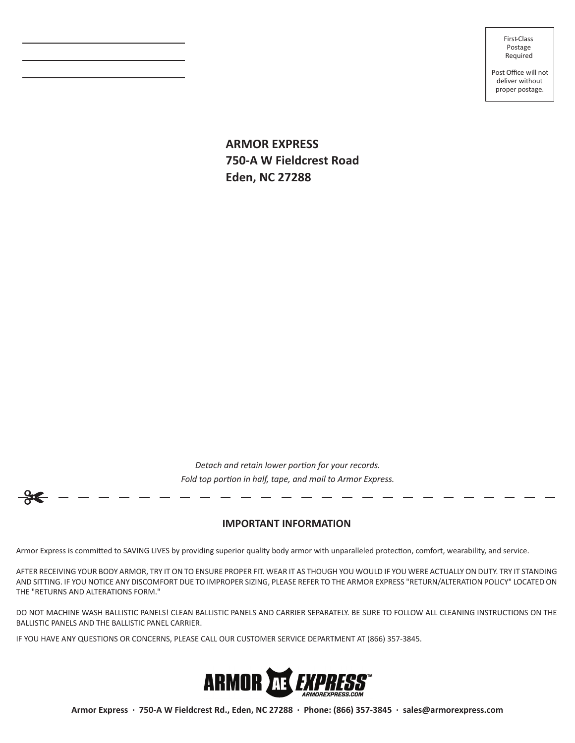First-Class Postage Required

Post Office will not deliver without proper postage.

**ARMOR EXPRESS**
**750-A W Fieldcrest Road**
**Eden, NC 27288**

*Detach and retain lower portion for your records.*
*Fold top portion in half, tape, and mail to Armor Express.*

## IMPORTANT INFORMATION

Armor Express is committed to SAVING LIVES by providing superior quality body armor with unparalleled protection, comfort, wearability, and service.

AFTER RECEIVING YOUR BODY ARMOR, TRY IT ON TO ENSURE PROPER FIT. WEAR IT AS THOUGH YOU WOULD IF YOU WERE ACTUALLY ON DUTY. TRY IT STANDING AND SITTING. IF YOU NOTICE ANY DISCOMFORT DUE TO IMPROPER SIZING, PLEASE REFER TO THE ARMOR EXPRESS "RETURN/ALTERATION POLICY" LOCATED ON THE "RETURNS AND ALTERATIONS FORM."

DO NOT MACHINE WASH BALLISTIC PANELS! CLEAN BALLISTIC PANELS AND CARRIER SEPARATELY. BE SURE TO FOLLOW ALL CLEANING INSTRUCTIONS ON THE BALLISTIC PANELS AND THE BALLISTIC PANEL CARRIER.

IF YOU HAVE ANY QUESTIONS OR CONCERNS, PLEASE CALL OUR CUSTOMER SERVICE DEPARTMENT AT (866) 357-3845.

ARMOR AE EXPRESS™
ARMOREXPRESS.COM

**Armor Express · 750-A W Fieldcrest Rd., Eden, NC 27288 · Phone: (866) 357-3845 · sales@armorexpress.com**